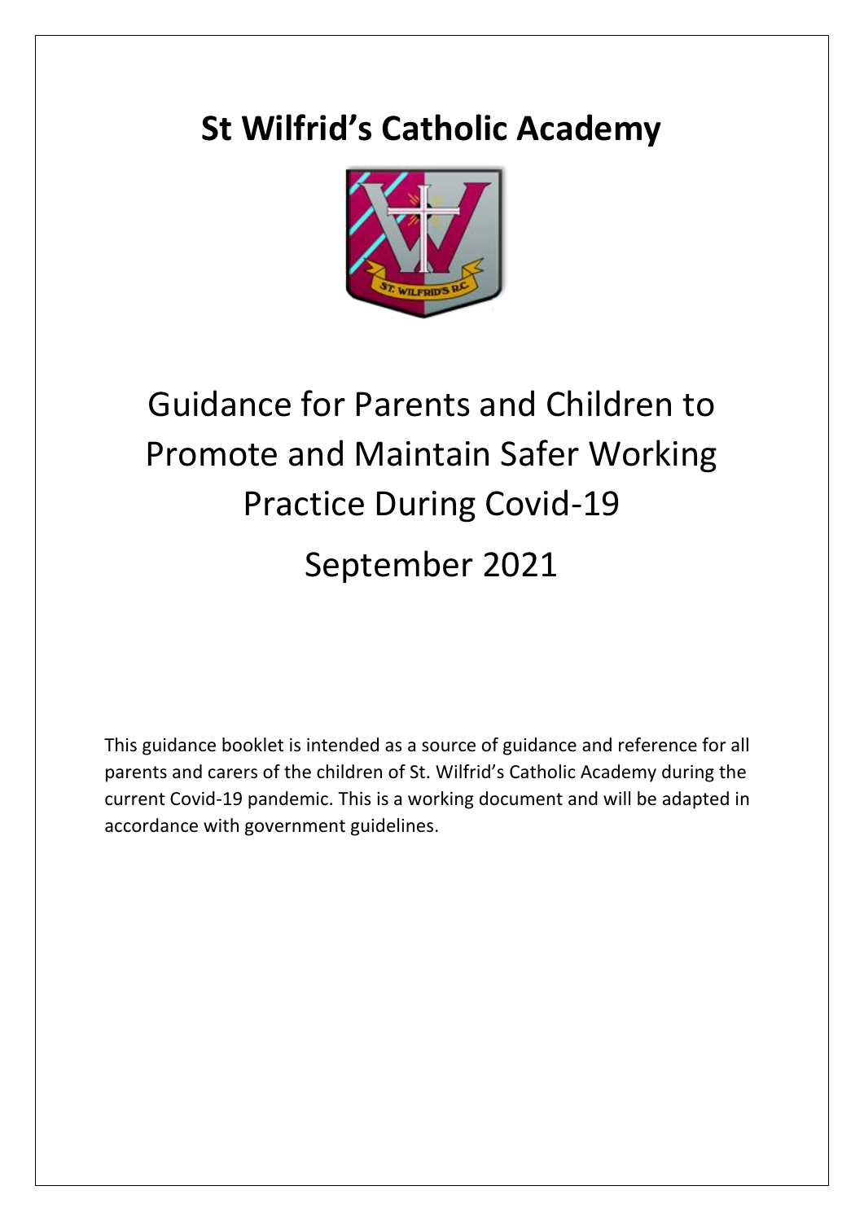# St Wilfrid's Catholic Academy

## Guidance for Parents and Children to Promote and Maintain Safer Working Practice During Covid-19

## September 2021

This guidance booklet is intended as a source of guidance and reference for all parents and carers of the children of St. Wilfrid's Catholic Academy during the current Covid-19 pandemic. This is a working document and will be adapted in accordance with government guidelines.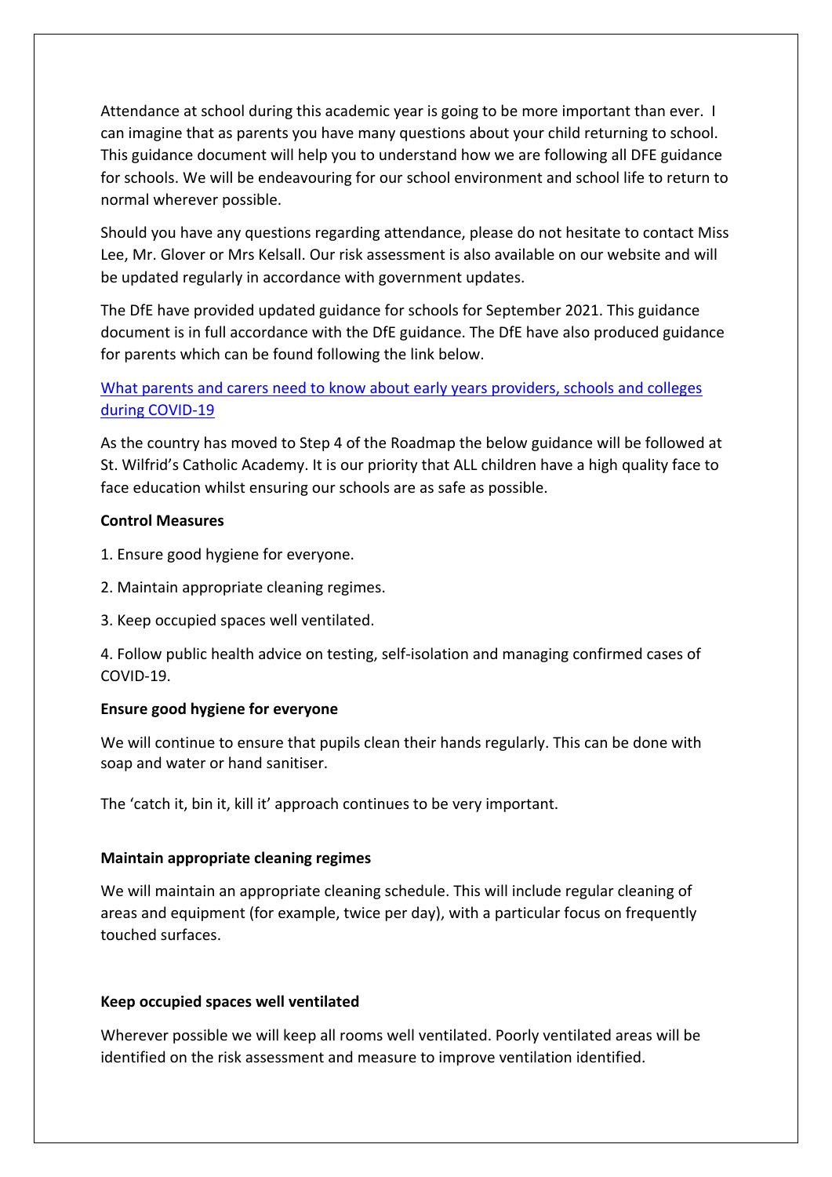Attendance at school during this academic year is going to be more important than ever. I can imagine that as parents you have many questions about your child returning to school. This guidance document will help you to understand how we are following all DFE guidance for schools. We will be endeavouring for our school environment and school life to return to normal wherever possible.

Should you have any questions regarding attendance, please do not hesitate to contact Miss Lee, Mr. Glover or Mrs Kelsall. Our risk assessment is also available on our website and will be updated regularly in accordance with government updates.

The DfE have provided updated guidance for schools for September 2021. This guidance document is in full accordance with the DfE guidance. The DfE have also produced guidance for parents which can be found following the link below.

[What parents and carers need to know about early years providers, schools and colleges during COVID-19]()

As the country has moved to Step 4 of the Roadmap the below guidance will be followed at St. Wilfrid's Catholic Academy. It is our priority that ALL children have a high quality face to face education whilst ensuring our schools are as safe as possible.

**Control Measures**

1. Ensure good hygiene for everyone.
2. Maintain appropriate cleaning regimes.
3. Keep occupied spaces well ventilated.
4. Follow public health advice on testing, self-isolation and managing confirmed cases of COVID-19.

**Ensure good hygiene for everyone**

We will continue to ensure that pupils clean their hands regularly. This can be done with soap and water or hand sanitiser.

The 'catch it, bin it, kill it' approach continues to be very important.

**Maintain appropriate cleaning regimes**

We will maintain an appropriate cleaning schedule. This will include regular cleaning of areas and equipment (for example, twice per day), with a particular focus on frequently touched surfaces.

**Keep occupied spaces well ventilated**

Wherever possible we will keep all rooms well ventilated. Poorly ventilated areas will be identified on the risk assessment and measure to improve ventilation identified.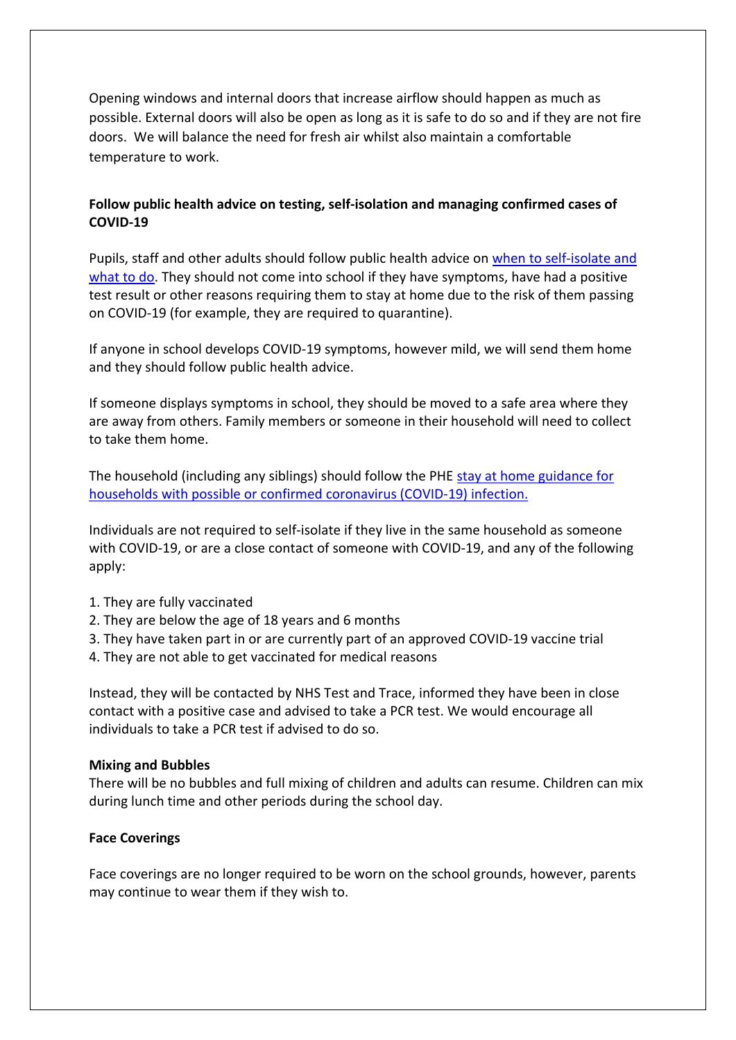Opening windows and internal doors that increase airflow should happen as much as possible. External doors will also be open as long as it is safe to do so and if they are not fire doors. We will balance the need for fresh air whilst also maintain a comfortable temperature to work.

**Follow public health advice on testing, self-isolation and managing confirmed cases of COVID-19**

Pupils, staff and other adults should follow public health advice on [when to self-isolate and what to do](). They should not come into school if they have symptoms, have had a positive test result or other reasons requiring them to stay at home due to the risk of them passing on COVID-19 (for example, they are required to quarantine).

If anyone in school develops COVID-19 symptoms, however mild, we will send them home and they should follow public health advice.

If someone displays symptoms in school, they should be moved to a safe area where they are away from others. Family members or someone in their household will need to collect to take them home.

The household (including any siblings) should follow the PHE [stay at home guidance for households with possible or confirmed coronavirus (COVID-19) infection.]()

Individuals are not required to self-isolate if they live in the same household as someone with COVID-19, or are a close contact of someone with COVID-19, and any of the following apply:

1. They are fully vaccinated
2. They are below the age of 18 years and 6 months
3. They have taken part in or are currently part of an approved COVID-19 vaccine trial
4. They are not able to get vaccinated for medical reasons

Instead, they will be contacted by NHS Test and Trace, informed they have been in close contact with a positive case and advised to take a PCR test. We would encourage all individuals to take a PCR test if advised to do so.

**Mixing and Bubbles**
There will be no bubbles and full mixing of children and adults can resume. Children can mix during lunch time and other periods during the school day.

**Face Coverings**

Face coverings are no longer required to be worn on the school grounds, however, parents may continue to wear them if they wish to.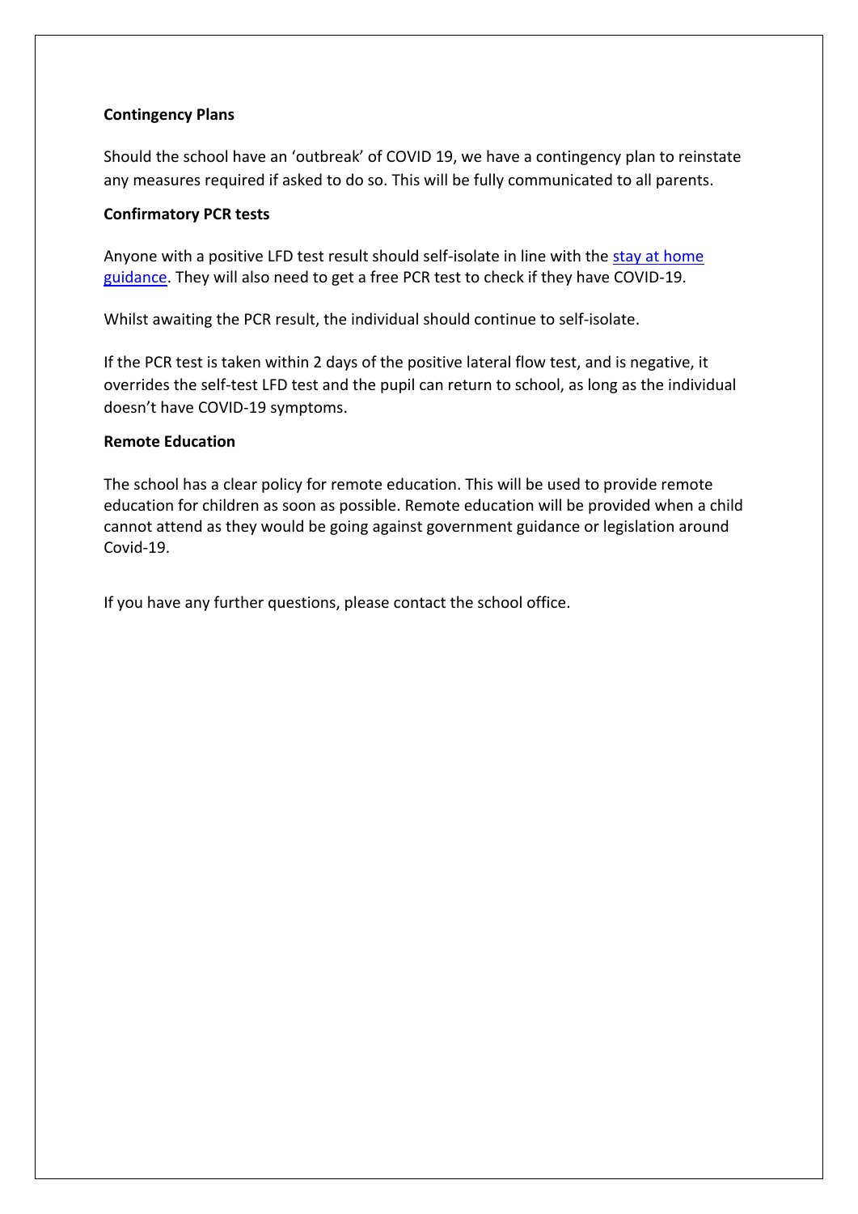**Contingency Plans**

Should the school have an 'outbreak' of COVID 19, we have a contingency plan to reinstate any measures required if asked to do so. This will be fully communicated to all parents.

**Confirmatory PCR tests**

Anyone with a positive LFD test result should self-isolate in line with the [stay at home guidance](). They will also need to get a free PCR test to check if they have COVID-19.

Whilst awaiting the PCR result, the individual should continue to self-isolate.

If the PCR test is taken within 2 days of the positive lateral flow test, and is negative, it overrides the self-test LFD test and the pupil can return to school, as long as the individual doesn't have COVID-19 symptoms.

**Remote Education**

The school has a clear policy for remote education. This will be used to provide remote education for children as soon as possible. Remote education will be provided when a child cannot attend as they would be going against government guidance or legislation around Covid-19.

If you have any further questions, please contact the school office.